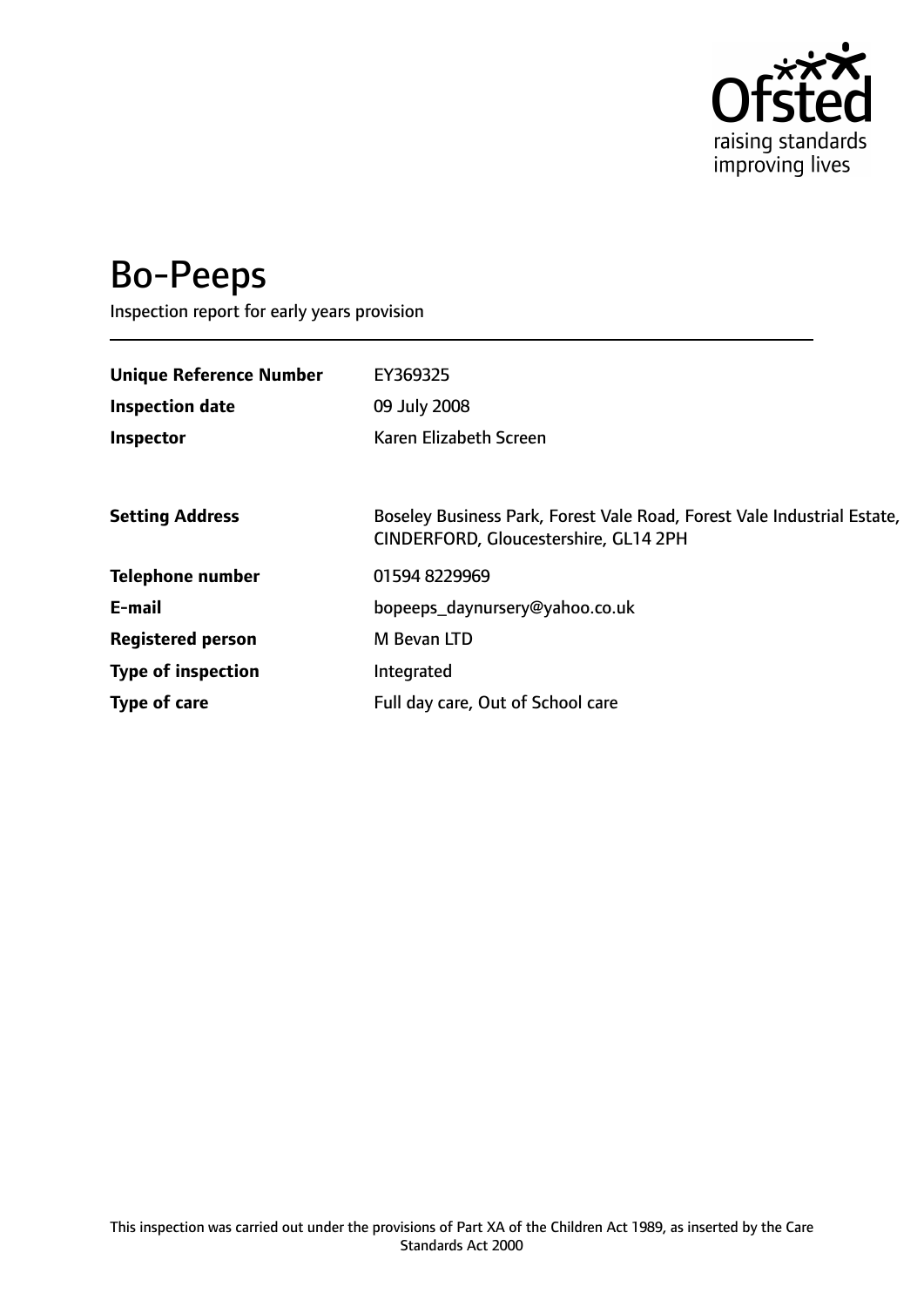Ofsted
raising standards
improving lives

# Bo-Peeps

Inspection report for early years provision

| | |
|---|---|
| **Unique Reference Number** | EY369325 |
| **Inspection date** | 09 July 2008 |
| **Inspector** | Karen Elizabeth Screen |
| | |
| **Setting Address** | Boseley Business Park, Forest Vale Road, Forest Vale Industrial Estate, CINDERFORD, Gloucestershire, GL14 2PH |
| **Telephone number** | 01594 8229969 |
| **E-mail** | bopeeps_daynursery@yahoo.co.uk |
| **Registered person** | M Bevan LTD |
| **Type of inspection** | Integrated |
| **Type of care** | Full day care, Out of School care |

This inspection was carried out under the provisions of Part XA of the Children Act 1989, as inserted by the Care Standards Act 2000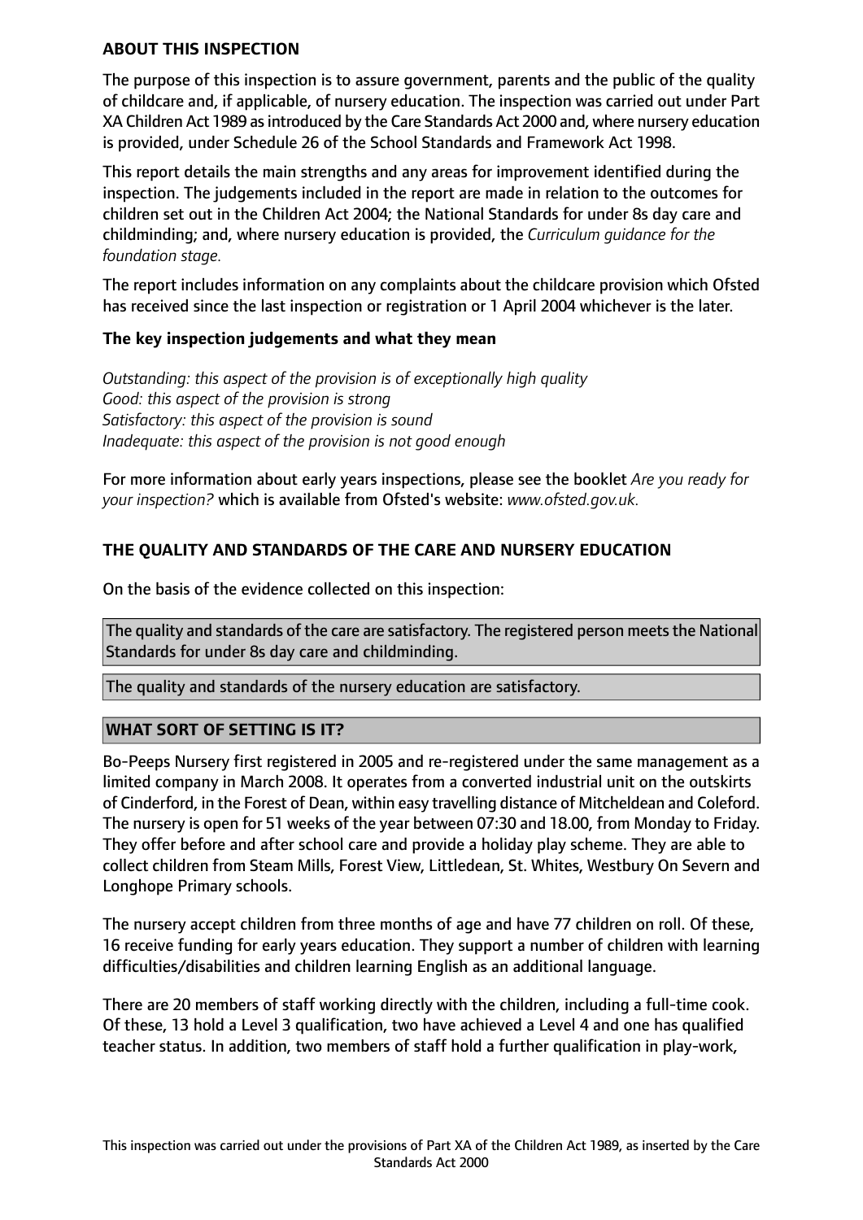## ABOUT THIS INSPECTION

The purpose of this inspection is to assure government, parents and the public of the quality of childcare and, if applicable, of nursery education. The inspection was carried out under Part XA Children Act 1989 as introduced by the Care Standards Act 2000 and, where nursery education is provided, under Schedule 26 of the School Standards and Framework Act 1998.

This report details the main strengths and any areas for improvement identified during the inspection. The judgements included in the report are made in relation to the outcomes for children set out in the Children Act 2004; the National Standards for under 8s day care and childminding; and, where nursery education is provided, the *Curriculum guidance for the foundation stage.*

The report includes information on any complaints about the childcare provision which Ofsted has received since the last inspection or registration or 1 April 2004 whichever is the later.

### The key inspection judgements and what they mean

*Outstanding: this aspect of the provision is of exceptionally high quality*
*Good: this aspect of the provision is strong*
*Satisfactory: this aspect of the provision is sound*
*Inadequate: this aspect of the provision is not good enough*

For more information about early years inspections, please see the booklet *Are you ready for your inspection?* which is available from Ofsted's website: *www.ofsted.gov.uk.*

## THE QUALITY AND STANDARDS OF THE CARE AND NURSERY EDUCATION

On the basis of the evidence collected on this inspection:

The quality and standards of the care are satisfactory. The registered person meets the National Standards for under 8s day care and childminding.

The quality and standards of the nursery education are satisfactory.

## WHAT SORT OF SETTING IS IT?

Bo-Peeps Nursery first registered in 2005 and re-registered under the same management as a limited company in March 2008. It operates from a converted industrial unit on the outskirts of Cinderford, in the Forest of Dean, within easy travelling distance of Mitcheldean and Coleford. The nursery is open for 51 weeks of the year between 07:30 and 18.00, from Monday to Friday. They offer before and after school care and provide a holiday play scheme. They are able to collect children from Steam Mills, Forest View, Littledean, St. Whites, Westbury On Severn and Longhope Primary schools.

The nursery accept children from three months of age and have 77 children on roll. Of these, 16 receive funding for early years education. They support a number of children with learning difficulties/disabilities and children learning English as an additional language.

There are 20 members of staff working directly with the children, including a full-time cook. Of these, 13 hold a Level 3 qualification, two have achieved a Level 4 and one has qualified teacher status. In addition, two members of staff hold a further qualification in play-work,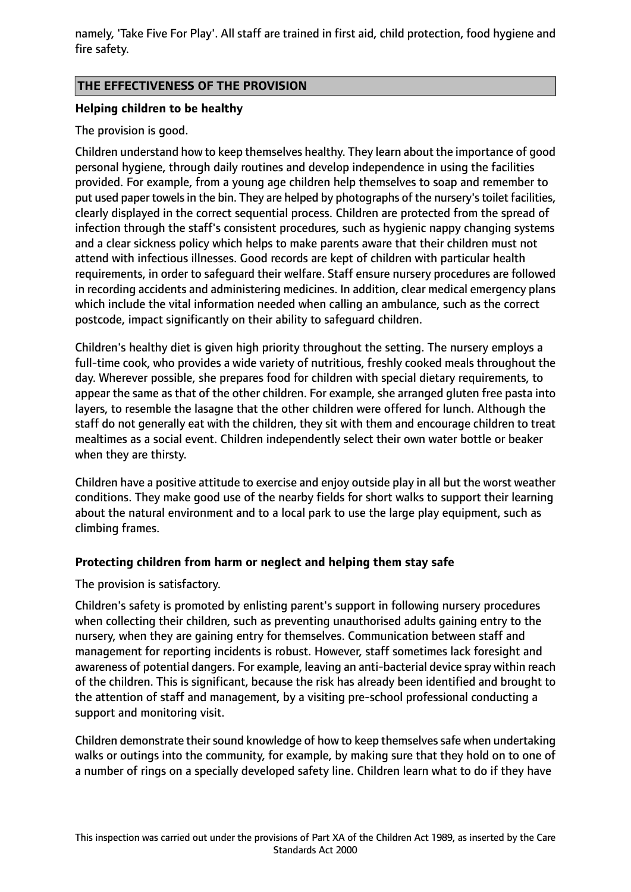namely, 'Take Five For Play'. All staff are trained in first aid, child protection, food hygiene and fire safety.

## THE EFFECTIVENESS OF THE PROVISION

### Helping children to be healthy

The provision is good.

Children understand how to keep themselves healthy. They learn about the importance of good personal hygiene, through daily routines and develop independence in using the facilities provided. For example, from a young age children help themselves to soap and remember to put used paper towels in the bin. They are helped by photographs of the nursery's toilet facilities, clearly displayed in the correct sequential process. Children are protected from the spread of infection through the staff's consistent procedures, such as hygienic nappy changing systems and a clear sickness policy which helps to make parents aware that their children must not attend with infectious illnesses. Good records are kept of children with particular health requirements, in order to safeguard their welfare. Staff ensure nursery procedures are followed in recording accidents and administering medicines. In addition, clear medical emergency plans which include the vital information needed when calling an ambulance, such as the correct postcode, impact significantly on their ability to safeguard children.

Children's healthy diet is given high priority throughout the setting. The nursery employs a full-time cook, who provides a wide variety of nutritious, freshly cooked meals throughout the day. Wherever possible, she prepares food for children with special dietary requirements, to appear the same as that of the other children. For example, she arranged gluten free pasta into layers, to resemble the lasagne that the other children were offered for lunch. Although the staff do not generally eat with the children, they sit with them and encourage children to treat mealtimes as a social event. Children independently select their own water bottle or beaker when they are thirsty.

Children have a positive attitude to exercise and enjoy outside play in all but the worst weather conditions. They make good use of the nearby fields for short walks to support their learning about the natural environment and to a local park to use the large play equipment, such as climbing frames.

### Protecting children from harm or neglect and helping them stay safe

The provision is satisfactory.

Children's safety is promoted by enlisting parent's support in following nursery procedures when collecting their children, such as preventing unauthorised adults gaining entry to the nursery, when they are gaining entry for themselves. Communication between staff and management for reporting incidents is robust. However, staff sometimes lack foresight and awareness of potential dangers. For example, leaving an anti-bacterial device spray within reach of the children. This is significant, because the risk has already been identified and brought to the attention of staff and management, by a visiting pre-school professional conducting a support and monitoring visit.

Children demonstrate their sound knowledge of how to keep themselves safe when undertaking walks or outings into the community, for example, by making sure that they hold on to one of a number of rings on a specially developed safety line. Children learn what to do if they have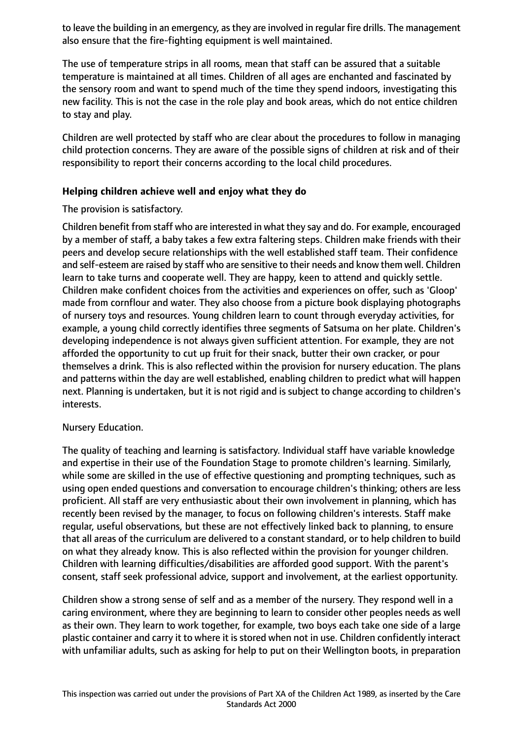to leave the building in an emergency, as they are involved in regular fire drills. The management also ensure that the fire-fighting equipment is well maintained.

The use of temperature strips in all rooms, mean that staff can be assured that a suitable temperature is maintained at all times. Children of all ages are enchanted and fascinated by the sensory room and want to spend much of the time they spend indoors, investigating this new facility. This is not the case in the role play and book areas, which do not entice children to stay and play.

Children are well protected by staff who are clear about the procedures to follow in managing child protection concerns. They are aware of the possible signs of children at risk and of their responsibility to report their concerns according to the local child procedures.

**Helping children achieve well and enjoy what they do**

The provision is satisfactory.

Children benefit from staff who are interested in what they say and do. For example, encouraged by a member of staff, a baby takes a few extra faltering steps. Children make friends with their peers and develop secure relationships with the well established staff team. Their confidence and self-esteem are raised by staff who are sensitive to their needs and know them well. Children learn to take turns and cooperate well. They are happy, keen to attend and quickly settle. Children make confident choices from the activities and experiences on offer, such as 'Gloop' made from cornflour and water. They also choose from a picture book displaying photographs of nursery toys and resources. Young children learn to count through everyday activities, for example, a young child correctly identifies three segments of Satsuma on her plate. Children's developing independence is not always given sufficient attention. For example, they are not afforded the opportunity to cut up fruit for their snack, butter their own cracker, or pour themselves a drink. This is also reflected within the provision for nursery education. The plans and patterns within the day are well established, enabling children to predict what will happen next. Planning is undertaken, but it is not rigid and is subject to change according to children's interests.

Nursery Education.

The quality of teaching and learning is satisfactory. Individual staff have variable knowledge and expertise in their use of the Foundation Stage to promote children's learning. Similarly, while some are skilled in the use of effective questioning and prompting techniques, such as using open ended questions and conversation to encourage children's thinking; others are less proficient. All staff are very enthusiastic about their own involvement in planning, which has recently been revised by the manager, to focus on following children's interests. Staff make regular, useful observations, but these are not effectively linked back to planning, to ensure that all areas of the curriculum are delivered to a constant standard, or to help children to build on what they already know. This is also reflected within the provision for younger children. Children with learning difficulties/disabilities are afforded good support. With the parent's consent, staff seek professional advice, support and involvement, at the earliest opportunity.

Children show a strong sense of self and as a member of the nursery. They respond well in a caring environment, where they are beginning to learn to consider other peoples needs as well as their own. They learn to work together, for example, two boys each take one side of a large plastic container and carry it to where it is stored when not in use. Children confidently interact with unfamiliar adults, such as asking for help to put on their Wellington boots, in preparation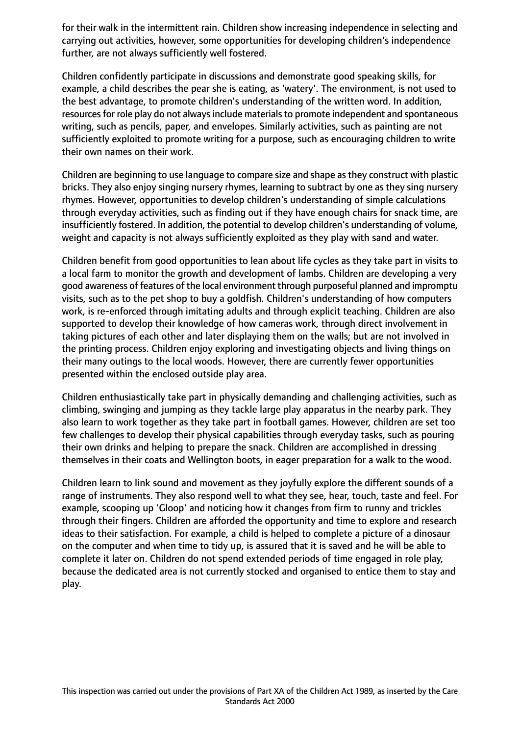for their walk in the intermittent rain. Children show increasing independence in selecting and carrying out activities, however, some opportunities for developing children's independence further, are not always sufficiently well fostered.

Children confidently participate in discussions and demonstrate good speaking skills, for example, a child describes the pear she is eating, as 'watery'. The environment, is not used to the best advantage, to promote children's understanding of the written word. In addition, resources for role play do not always include materials to promote independent and spontaneous writing, such as pencils, paper, and envelopes. Similarly activities, such as painting are not sufficiently exploited to promote writing for a purpose, such as encouraging children to write their own names on their work.

Children are beginning to use language to compare size and shape as they construct with plastic bricks. They also enjoy singing nursery rhymes, learning to subtract by one as they sing nursery rhymes. However, opportunities to develop children's understanding of simple calculations through everyday activities, such as finding out if they have enough chairs for snack time, are insufficiently fostered. In addition, the potential to develop children's understanding of volume, weight and capacity is not always sufficiently exploited as they play with sand and water.

Children benefit from good opportunities to lean about life cycles as they take part in visits to a local farm to monitor the growth and development of lambs. Children are developing a very good awareness of features of the local environment through purposeful planned and impromptu visits, such as to the pet shop to buy a goldfish. Children's understanding of how computers work, is re-enforced through imitating adults and through explicit teaching. Children are also supported to develop their knowledge of how cameras work, through direct involvement in taking pictures of each other and later displaying them on the walls; but are not involved in the printing process. Children enjoy exploring and investigating objects and living things on their many outings to the local woods. However, there are currently fewer opportunities presented within the enclosed outside play area.

Children enthusiastically take part in physically demanding and challenging activities, such as climbing, swinging and jumping as they tackle large play apparatus in the nearby park. They also learn to work together as they take part in football games. However, children are set too few challenges to develop their physical capabilities through everyday tasks, such as pouring their own drinks and helping to prepare the snack. Children are accomplished in dressing themselves in their coats and Wellington boots, in eager preparation for a walk to the wood.

Children learn to link sound and movement as they joyfully explore the different sounds of a range of instruments. They also respond well to what they see, hear, touch, taste and feel. For example, scooping up 'Gloop' and noticing how it changes from firm to runny and trickles through their fingers. Children are afforded the opportunity and time to explore and research ideas to their satisfaction. For example, a child is helped to complete a picture of a dinosaur on the computer and when time to tidy up, is assured that it is saved and he will be able to complete it later on. Children do not spend extended periods of time engaged in role play, because the dedicated area is not currently stocked and organised to entice them to stay and play.

This inspection was carried out under the provisions of Part XA of the Children Act 1989, as inserted by the Care Standards Act 2000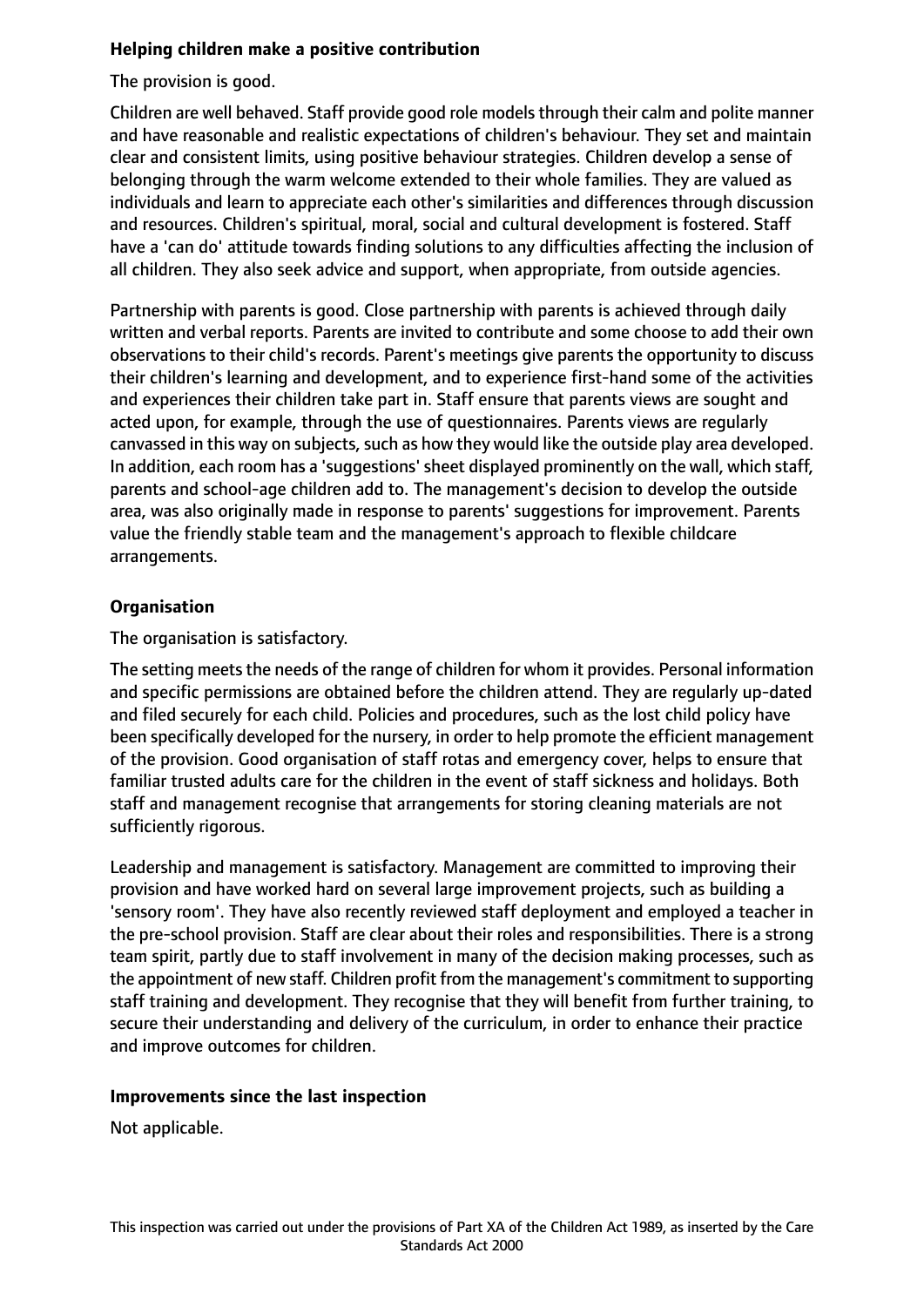**Helping children make a positive contribution**

The provision is good.

Children are well behaved. Staff provide good role models through their calm and polite manner and have reasonable and realistic expectations of children's behaviour. They set and maintain clear and consistent limits, using positive behaviour strategies. Children develop a sense of belonging through the warm welcome extended to their whole families. They are valued as individuals and learn to appreciate each other's similarities and differences through discussion and resources. Children's spiritual, moral, social and cultural development is fostered. Staff have a 'can do' attitude towards finding solutions to any difficulties affecting the inclusion of all children. They also seek advice and support, when appropriate, from outside agencies.

Partnership with parents is good. Close partnership with parents is achieved through daily written and verbal reports. Parents are invited to contribute and some choose to add their own observations to their child's records. Parent's meetings give parents the opportunity to discuss their children's learning and development, and to experience first-hand some of the activities and experiences their children take part in. Staff ensure that parents views are sought and acted upon, for example, through the use of questionnaires. Parents views are regularly canvassed in this way on subjects, such as how they would like the outside play area developed. In addition, each room has a 'suggestions' sheet displayed prominently on the wall, which staff, parents and school-age children add to. The management's decision to develop the outside area, was also originally made in response to parents' suggestions for improvement. Parents value the friendly stable team and the management's approach to flexible childcare arrangements.

**Organisation**

The organisation is satisfactory.

The setting meets the needs of the range of children for whom it provides. Personal information and specific permissions are obtained before the children attend. They are regularly up-dated and filed securely for each child. Policies and procedures, such as the lost child policy have been specifically developed for the nursery, in order to help promote the efficient management of the provision. Good organisation of staff rotas and emergency cover, helps to ensure that familiar trusted adults care for the children in the event of staff sickness and holidays. Both staff and management recognise that arrangements for storing cleaning materials are not sufficiently rigorous.

Leadership and management is satisfactory. Management are committed to improving their provision and have worked hard on several large improvement projects, such as building a 'sensory room'. They have also recently reviewed staff deployment and employed a teacher in the pre-school provision. Staff are clear about their roles and responsibilities. There is a strong team spirit, partly due to staff involvement in many of the decision making processes, such as the appointment of new staff. Children profit from the management's commitment to supporting staff training and development. They recognise that they will benefit from further training, to secure their understanding and delivery of the curriculum, in order to enhance their practice and improve outcomes for children.

**Improvements since the last inspection**

Not applicable.

This inspection was carried out under the provisions of Part XA of the Children Act 1989, as inserted by the Care Standards Act 2000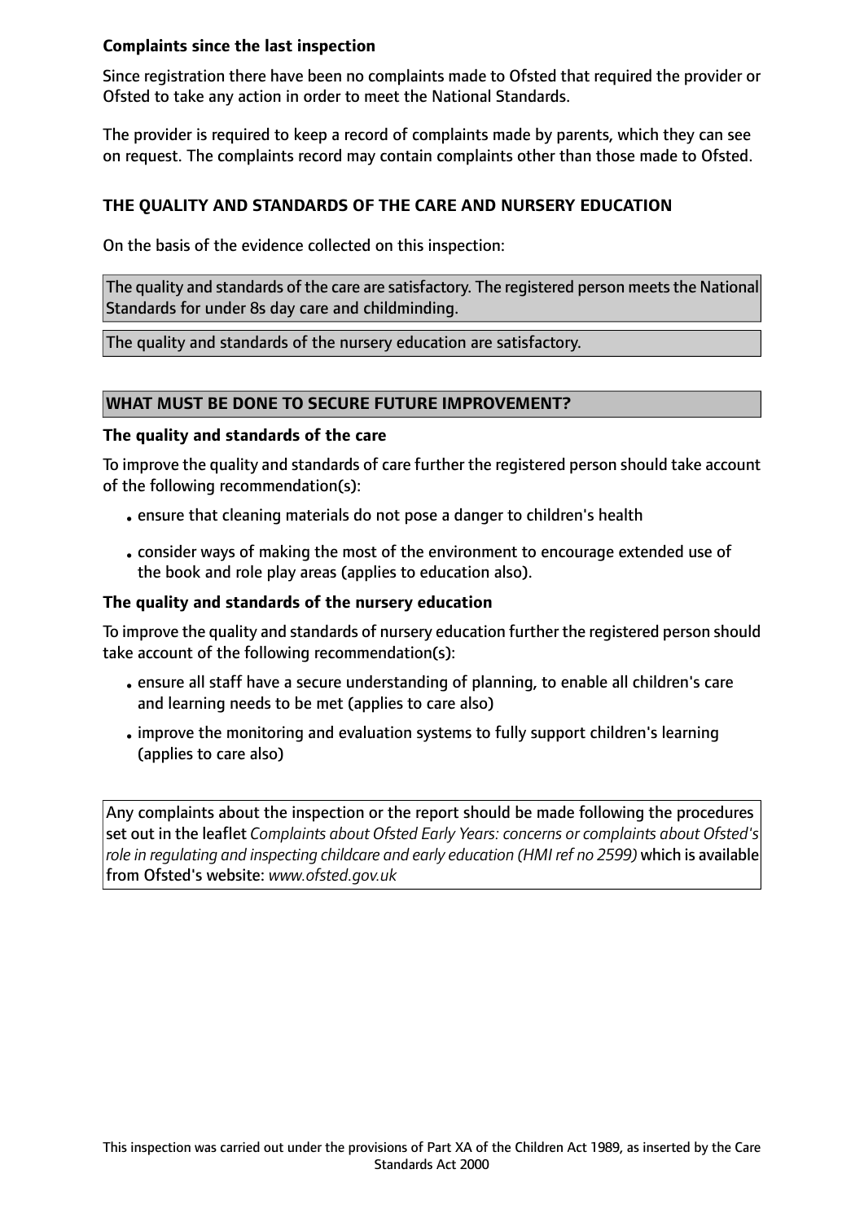**Complaints since the last inspection**

Since registration there have been no complaints made to Ofsted that required the provider or Ofsted to take any action in order to meet the National Standards.

The provider is required to keep a record of complaints made by parents, which they can see on request. The complaints record may contain complaints other than those made to Ofsted.

## THE QUALITY AND STANDARDS OF THE CARE AND NURSERY EDUCATION

On the basis of the evidence collected on this inspection:

The quality and standards of the care are satisfactory. The registered person meets the National Standards for under 8s day care and childminding.

The quality and standards of the nursery education are satisfactory.

## WHAT MUST BE DONE TO SECURE FUTURE IMPROVEMENT?

**The quality and standards of the care**

To improve the quality and standards of care further the registered person should take account of the following recommendation(s):

- ensure that cleaning materials do not pose a danger to children's health
- consider ways of making the most of the environment to encourage extended use of the book and role play areas (applies to education also).

**The quality and standards of the nursery education**

To improve the quality and standards of nursery education further the registered person should take account of the following recommendation(s):

- ensure all staff have a secure understanding of planning, to enable all children's care and learning needs to be met (applies to care also)
- improve the monitoring and evaluation systems to fully support children's learning (applies to care also)

Any complaints about the inspection or the report should be made following the procedures set out in the leaflet *Complaints about Ofsted Early Years: concerns or complaints about Ofsted's role in regulating and inspecting childcare and early education (HMI ref no 2599)* which is available from Ofsted's website: *www.ofsted.gov.uk*

This inspection was carried out under the provisions of Part XA of the Children Act 1989, as inserted by the Care Standards Act 2000